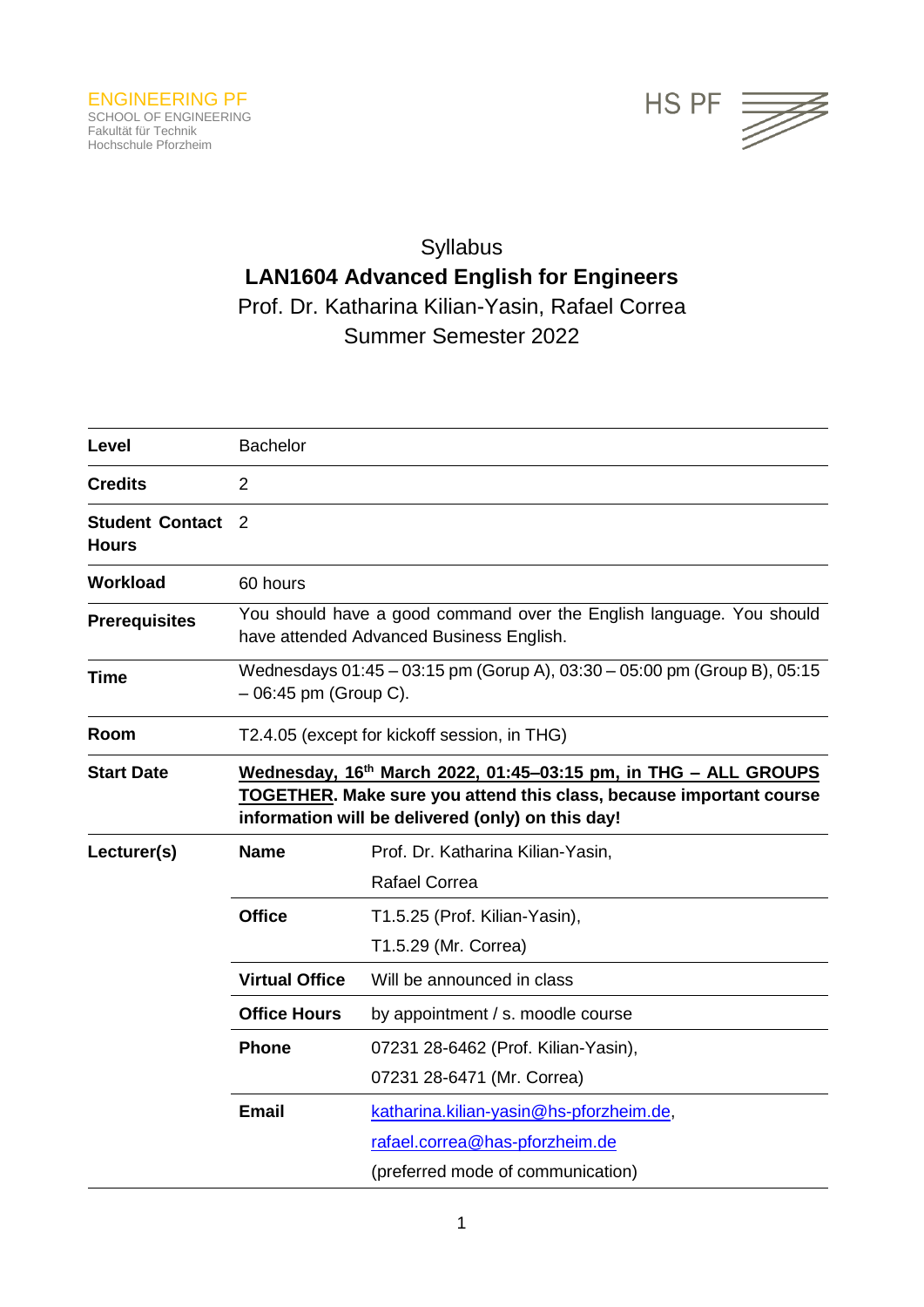ENGINEERING PF
SCHOOL OF ENGINEERING
Fakultät für Technik
Hochschule Pforzheim

HS PF

# Syllabus

## LAN1604 Advanced English for Engineers

Prof. Dr. Katharina Kilian-Yasin, Rafael Correa

Summer Semester 2022

| | | |
|---|---|---|
| **Level** | Bachelor | |
| **Credits** | 2 | |
| **Student Contact Hours** | 2 | |
| **Workload** | 60 hours | |
| **Prerequisites** | You should have a good command over the English language. You should have attended Advanced Business English. | |
| **Time** | Wednesdays 01:45 – 03:15 pm (Gorup A), 03:30 – 05:00 pm (Group B), 05:15 – 06:45 pm (Group C). | |
| **Room** | T2.4.05 (except for kickoff session, in THG) | |
| **Start Date** | **<u>Wednesday, 16th March 2022, 01:45–03:15 pm, in THG – ALL GROUPS TOGETHER</u>. Make sure you attend this class, because important course information will be delivered (only) on this day!** | |
| **Lecturer(s)** | **Name** | Prof. Dr. Katharina Kilian-Yasin, Rafael Correa |
| | **Office** | T1.5.25 (Prof. Kilian-Yasin), T1.5.29 (Mr. Correa) |
| | **Virtual Office** | Will be announced in class |
| | **Office Hours** | by appointment / s. moodle course |
| | **Phone** | 07231 28-6462 (Prof. Kilian-Yasin), 07231 28-6471 (Mr. Correa) |
| | **Email** | katharina.kilian-yasin@hs-pforzheim.de, rafael.correa@has-pforzheim.de (preferred mode of communication) |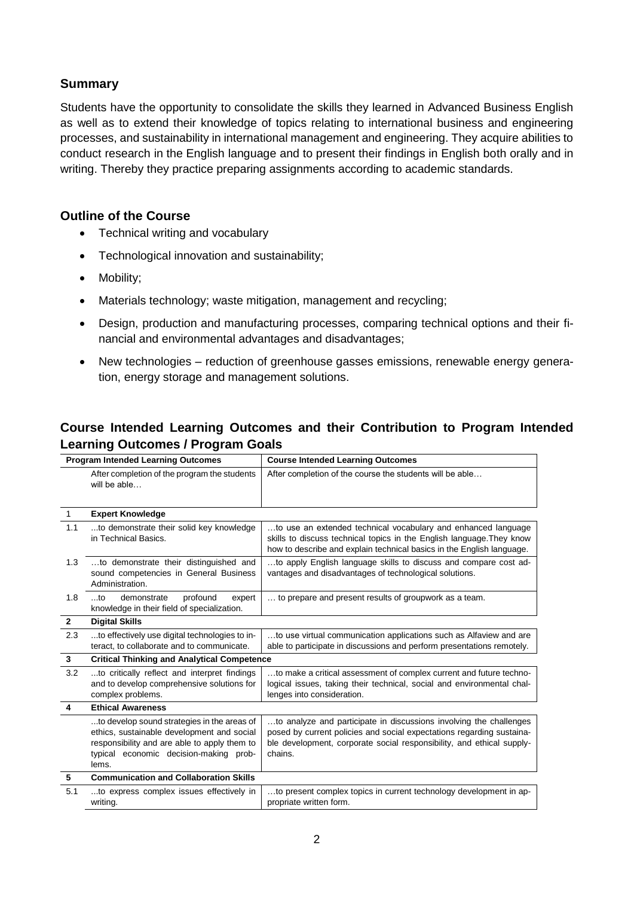## Summary

Students have the opportunity to consolidate the skills they learned in Advanced Business English as well as to extend their knowledge of topics relating to international business and engineering processes, and sustainability in international management and engineering. They acquire abilities to conduct research in the English language and to present their findings in English both orally and in writing. Thereby they practice preparing assignments according to academic standards.

## Outline of the Course

- Technical writing and vocabulary
- Technological innovation and sustainability;
- Mobility;
- Materials technology; waste mitigation, management and recycling;
- Design, production and manufacturing processes, comparing technical options and their financial and environmental advantages and disadvantages;
- New technologies – reduction of greenhouse gasses emissions, renewable energy generation, energy storage and management solutions.

## Course Intended Learning Outcomes and their Contribution to Program Intended Learning Outcomes / Program Goals

| Program Intended Learning Outcomes | | Course Intended Learning Outcomes |
|---|---|---|
| | After completion of the program the students will be able… | After completion of the course the students will be able… |
| 1 | **Expert Knowledge** | |
| 1.1 | ...to demonstrate their solid key knowledge in Technical Basics. | …to use an extended technical vocabulary and enhanced language skills to discuss technical topics in the English language.They know how to describe and explain technical basics in the English language. |
| 1.3 | …to demonstrate their distinguished and sound competencies in General Business Administration. | …to apply English language skills to discuss and compare cost advantages and disadvantages of technological solutions. |
| 1.8 | ...to demonstrate profound expert knowledge in their field of specialization. | … to prepare and present results of groupwork as a team. |
| **2** | **Digital Skills** | |
| 2.3 | ...to effectively use digital technologies to interact, to collaborate and to communicate. | …to use virtual communication applications such as Alfaview and are able to participate in discussions and perform presentations remotely. |
| **3** | **Critical Thinking and Analytical Competence** | |
| 3.2 | ...to critically reflect and interpret findings and to develop comprehensive solutions for complex problems. | …to make a critical assessment of complex current and future technological issues, taking their technical, social and environmental challenges into consideration. |
| **4** | **Ethical Awareness** | |
| | ...to develop sound strategies in the areas of ethics, sustainable development and social responsibility and are able to apply them to typical economic decision-making problems. | …to analyze and participate in discussions involving the challenges posed by current policies and social expectations regarding sustainable development, corporate social responsibility, and ethical supply-chains. |
| **5** | **Communication and Collaboration Skills** | |
| 5.1 | ...to express complex issues effectively in writing. | …to present complex topics in current technology development in appropriate written form. |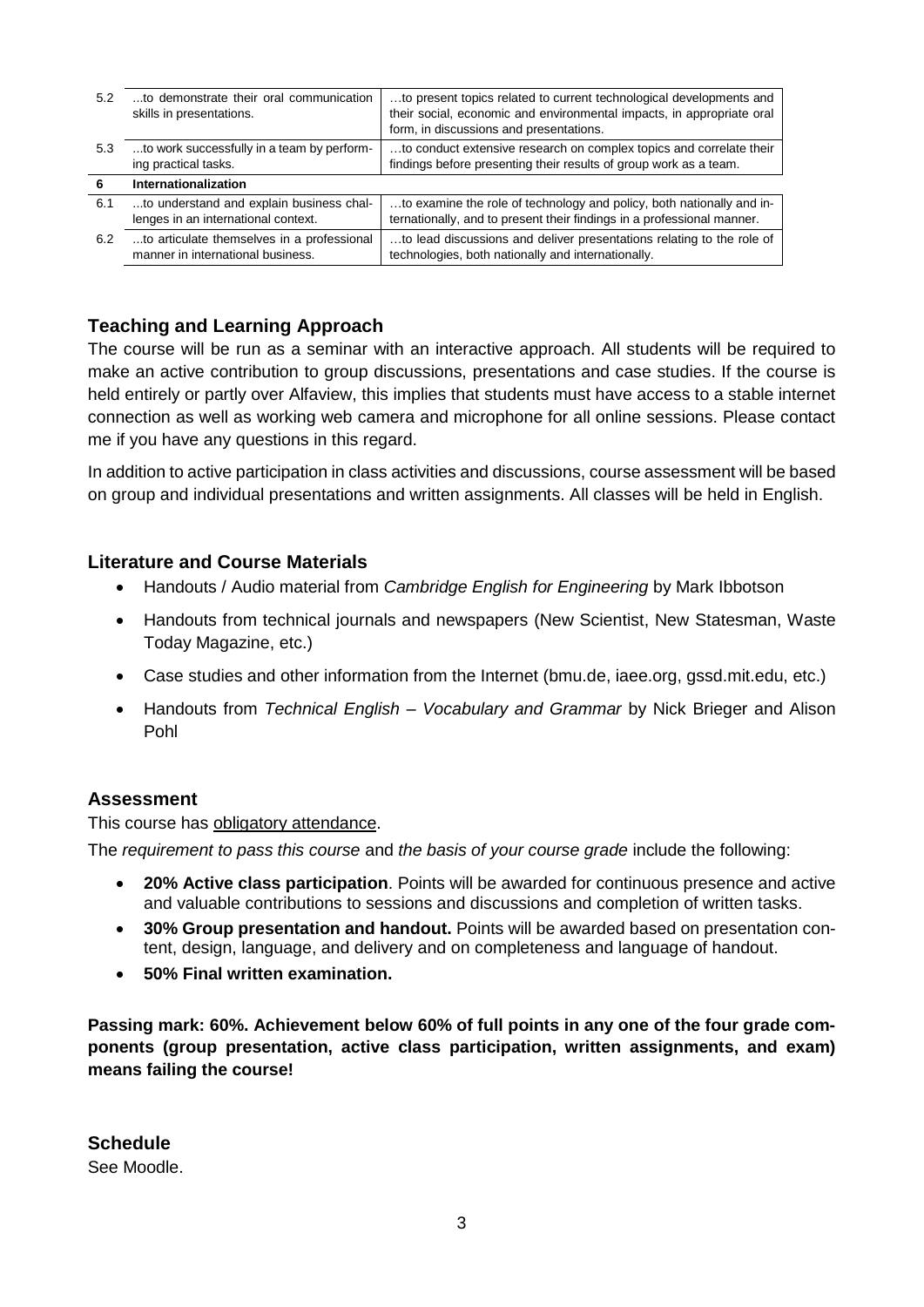| | | |
|---|---|---|
| 5.2 | ...to demonstrate their oral communication skills in presentations. | …to present topics related to current technological developments and their social, economic and environmental impacts, in appropriate oral form, in discussions and presentations. |
| 5.3 | ...to work successfully in a team by performing practical tasks. | …to conduct extensive research on complex topics and correlate their findings before presenting their results of group work as a team. |
| **6** | **Internationalization** | |
| 6.1 | ...to understand and explain business challenges in an international context. | …to examine the role of technology and policy, both nationally and internationally, and to present their findings in a professional manner. |
| 6.2 | ...to articulate themselves in a professional manner in international business. | …to lead discussions and deliver presentations relating to the role of technologies, both nationally and internationally. |

## Teaching and Learning Approach

The course will be run as a seminar with an interactive approach. All students will be required to make an active contribution to group discussions, presentations and case studies. If the course is held entirely or partly over Alfaview, this implies that students must have access to a stable internet connection as well as working web camera and microphone for all online sessions. Please contact me if you have any questions in this regard.

In addition to active participation in class activities and discussions, course assessment will be based on group and individual presentations and written assignments. All classes will be held in English.

## Literature and Course Materials

- Handouts / Audio material from *Cambridge English for Engineering* by Mark Ibbotson
- Handouts from technical journals and newspapers (New Scientist, New Statesman, Waste Today Magazine, etc.)
- Case studies and other information from the Internet (bmu.de, iaee.org, gssd.mit.edu, etc.)
- Handouts from *Technical English – Vocabulary and Grammar* by Nick Brieger and Alison Pohl

## Assessment

This course has obligatory attendance.

The *requirement to pass this course* and *the basis of your course grade* include the following:

- **20% Active class participation**. Points will be awarded for continuous presence and active and valuable contributions to sessions and discussions and completion of written tasks.
- **30% Group presentation and handout.** Points will be awarded based on presentation content, design, language, and delivery and on completeness and language of handout.
- **50% Final written examination.**

**Passing mark: 60%. Achievement below 60% of full points in any one of the four grade components (group presentation, active class participation, written assignments, and exam) means failing the course!**

## Schedule

See Moodle.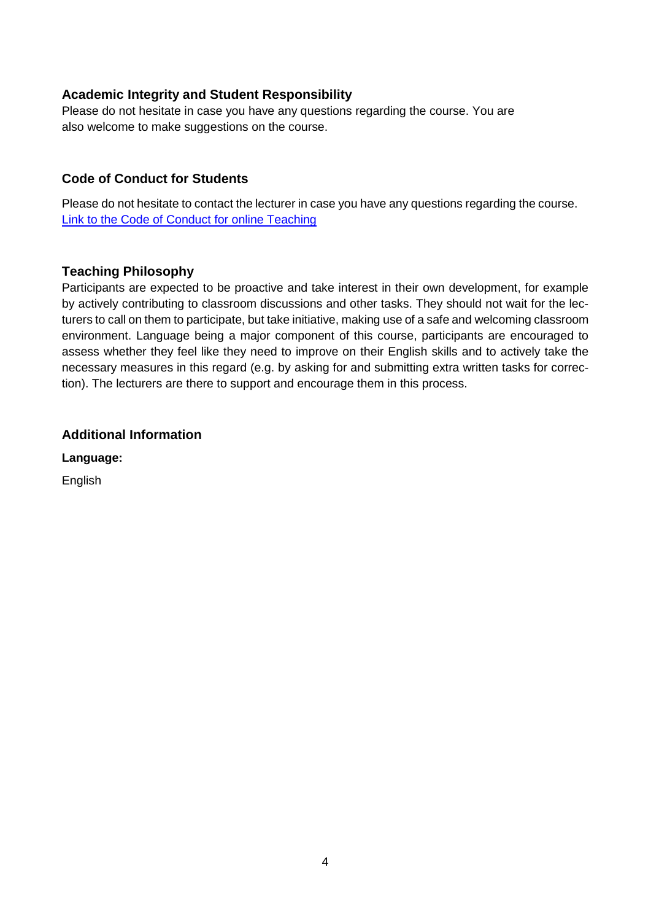### Academic Integrity and Student Responsibility

Please do not hesitate in case you have any questions regarding the course. You are also welcome to make suggestions on the course.

### Code of Conduct for Students

Please do not hesitate to contact the lecturer in case you have any questions regarding the course.
Link to the Code of Conduct for online Teaching

### Teaching Philosophy

Participants are expected to be proactive and take interest in their own development, for example by actively contributing to classroom discussions and other tasks. They should not wait for the lecturers to call on them to participate, but take initiative, making use of a safe and welcoming classroom environment. Language being a major component of this course, participants are encouraged to assess whether they feel like they need to improve on their English skills and to actively take the necessary measures in this regard (e.g. by asking for and submitting extra written tasks for correction). The lecturers are there to support and encourage them in this process.

### Additional Information

**Language:**

English